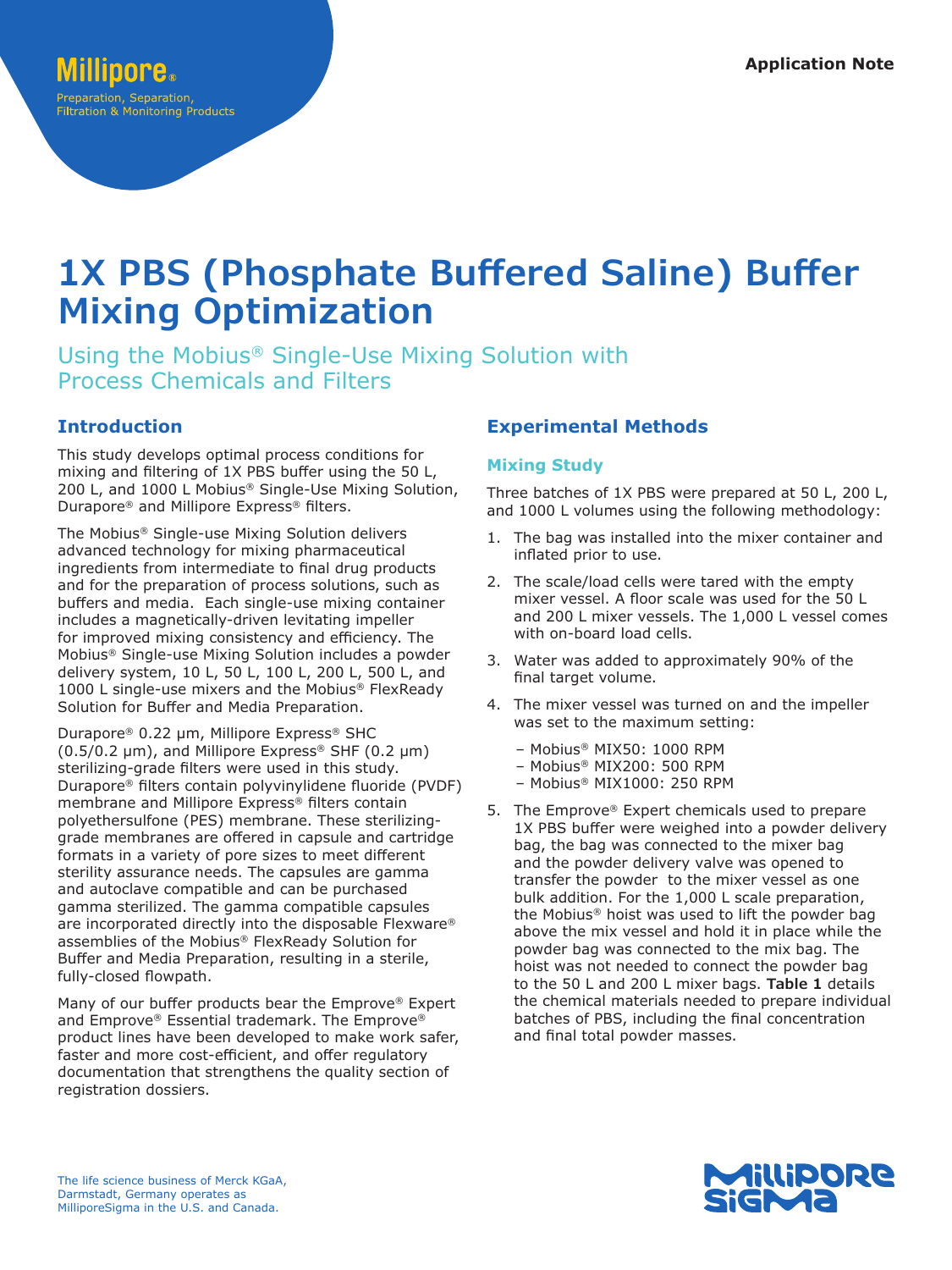Application Note

# 1X PBS (Phosphate Buffered Saline) Buffer Mixing Optimization

## Using the Mobius® Single-Use Mixing Solution with Process Chemicals and Filters

### Introduction

This study develops optimal process conditions for mixing and filtering of 1X PBS buffer using the 50 L, 200 L, and 1000 L Mobius® Single-Use Mixing Solution, Durapore® and Millipore Express® filters.

The Mobius® Single-use Mixing Solution delivers advanced technology for mixing pharmaceutical ingredients from intermediate to final drug products and for the preparation of process solutions, such as buffers and media. Each single-use mixing container includes a magnetically-driven levitating impeller for improved mixing consistency and efficiency. The Mobius® Single-use Mixing Solution includes a powder delivery system, 10 L, 50 L, 100 L, 200 L, 500 L, and 1000 L single-use mixers and the Mobius® FlexReady Solution for Buffer and Media Preparation.

Durapore® 0.22 µm, Millipore Express® SHC (0.5/0.2 µm), and Millipore Express® SHF (0.2 µm) sterilizing-grade filters were used in this study. Durapore® filters contain polyvinylidene fluoride (PVDF) membrane and Millipore Express® filters contain polyethersulfone (PES) membrane. These sterilizing-grade membranes are offered in capsule and cartridge formats in a variety of pore sizes to meet different sterility assurance needs. The capsules are gamma and autoclave compatible and can be purchased gamma sterilized. The gamma compatible capsules are incorporated directly into the disposable Flexware® assemblies of the Mobius® FlexReady Solution for Buffer and Media Preparation, resulting in a sterile, fully-closed flowpath.

Many of our buffer products bear the Emprove® Expert and Emprove® Essential trademark. The Emprove® product lines have been developed to make work safer, faster and more cost-efficient, and offer regulatory documentation that strengthens the quality section of registration dossiers.

### Experimental Methods

#### Mixing Study

Three batches of 1X PBS were prepared at 50 L, 200 L, and 1000 L volumes using the following methodology:

1. The bag was installed into the mixer container and inflated prior to use.
2. The scale/load cells were tared with the empty mixer vessel. A floor scale was used for the 50 L and 200 L mixer vessels. The 1,000 L vessel comes with on-board load cells.
3. Water was added to approximately 90% of the final target volume.
4. The mixer vessel was turned on and the impeller was set to the maximum setting:
   - Mobius® MIX50: 1000 RPM
   - Mobius® MIX200: 500 RPM
   - Mobius® MIX1000: 250 RPM
5. The Emprove® Expert chemicals used to prepare 1X PBS buffer were weighed into a powder delivery bag, the bag was connected to the mixer bag and the powder delivery valve was opened to transfer the powder to the mixer vessel as one bulk addition. For the 1,000 L scale preparation, the Mobius® hoist was used to lift the powder bag above the mix vessel and hold it in place while the powder bag was connected to the mix bag. The hoist was not needed to connect the powder bag to the 50 L and 200 L mixer bags. **Table 1** details the chemical materials needed to prepare individual batches of PBS, including the final concentration and final total powder masses.

The life science business of Merck KGaA, Darmstadt, Germany operates as MilliporeSigma in the U.S. and Canada.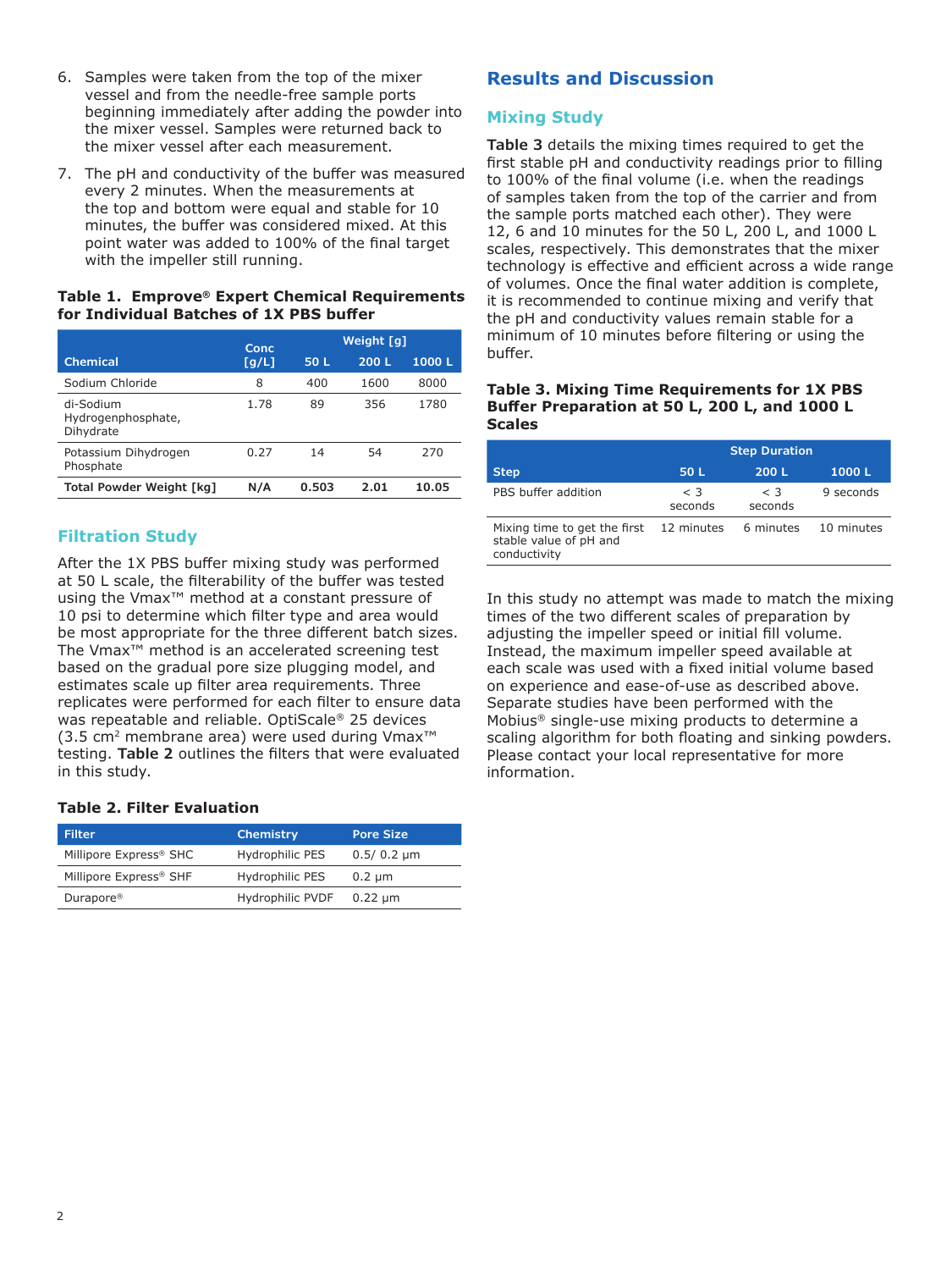6. Samples were taken from the top of the mixer vessel and from the needle-free sample ports beginning immediately after adding the powder into the mixer vessel. Samples were returned back to the mixer vessel after each measurement.
7. The pH and conductivity of the buffer was measured every 2 minutes. When the measurements at the top and bottom were equal and stable for 10 minutes, the buffer was considered mixed. At this point water was added to 100% of the final target with the impeller still running.

**Table 1. Emprove® Expert Chemical Requirements for Individual Batches of 1X PBS buffer**

| Chemical | Conc [g/L] | Weight [g] | | |
|---|---|---|---|---|
| | | 50 L | 200 L | 1000 L |
| Sodium Chloride | 8 | 400 | 1600 | 8000 |
| di-Sodium Hydrogenphosphate, Dihydrate | 1.78 | 89 | 356 | 1780 |
| Potassium Dihydrogen Phosphate | 0.27 | 14 | 54 | 270 |
| **Total Powder Weight [kg]** | **N/A** | **0.503** | **2.01** | **10.05** |

## Filtration Study

After the 1X PBS buffer mixing study was performed at 50 L scale, the filterability of the buffer was tested using the Vmax™ method at a constant pressure of 10 psi to determine which filter type and area would be most appropriate for the three different batch sizes. The Vmax™ method is an accelerated screening test based on the gradual pore size plugging model, and estimates scale up filter area requirements. Three replicates were performed for each filter to ensure data was repeatable and reliable. OptiScale® 25 devices (3.5 $cm^2$ membrane area) were used during Vmax™ testing. **Table 2** outlines the filters that were evaluated in this study.

**Table 2. Filter Evaluation**

| Filter | Chemistry | Pore Size |
|---|---|---|
| Millipore Express® SHC | Hydrophilic PES | 0.5/ 0.2 µm |
| Millipore Express® SHF | Hydrophilic PES | 0.2 µm |
| Durapore® | Hydrophilic PVDF | 0.22 µm |

# Results and Discussion

## Mixing Study

**Table 3** details the mixing times required to get the first stable pH and conductivity readings prior to filling to 100% of the final volume (i.e. when the readings of samples taken from the top of the carrier and from the sample ports matched each other). They were 12, 6 and 10 minutes for the 50 L, 200 L, and 1000 L scales, respectively. This demonstrates that the mixer technology is effective and efficient across a wide range of volumes. Once the final water addition is complete, it is recommended to continue mixing and verify that the pH and conductivity values remain stable for a minimum of 10 minutes before filtering or using the buffer.

**Table 3. Mixing Time Requirements for 1X PBS Buffer Preparation at 50 L, 200 L, and 1000 L Scales**

| Step | Step Duration | | |
|---|---|---|---|
| | 50 L | 200 L | 1000 L |
| PBS buffer addition | < 3 seconds | < 3 seconds | 9 seconds |
| Mixing time to get the first stable value of pH and conductivity | 12 minutes | 6 minutes | 10 minutes |

In this study no attempt was made to match the mixing times of the two different scales of preparation by adjusting the impeller speed or initial fill volume. Instead, the maximum impeller speed available at each scale was used with a fixed initial volume based on experience and ease-of-use as described above. Separate studies have been performed with the Mobius® single-use mixing products to determine a scaling algorithm for both floating and sinking powders. Please contact your local representative for more information.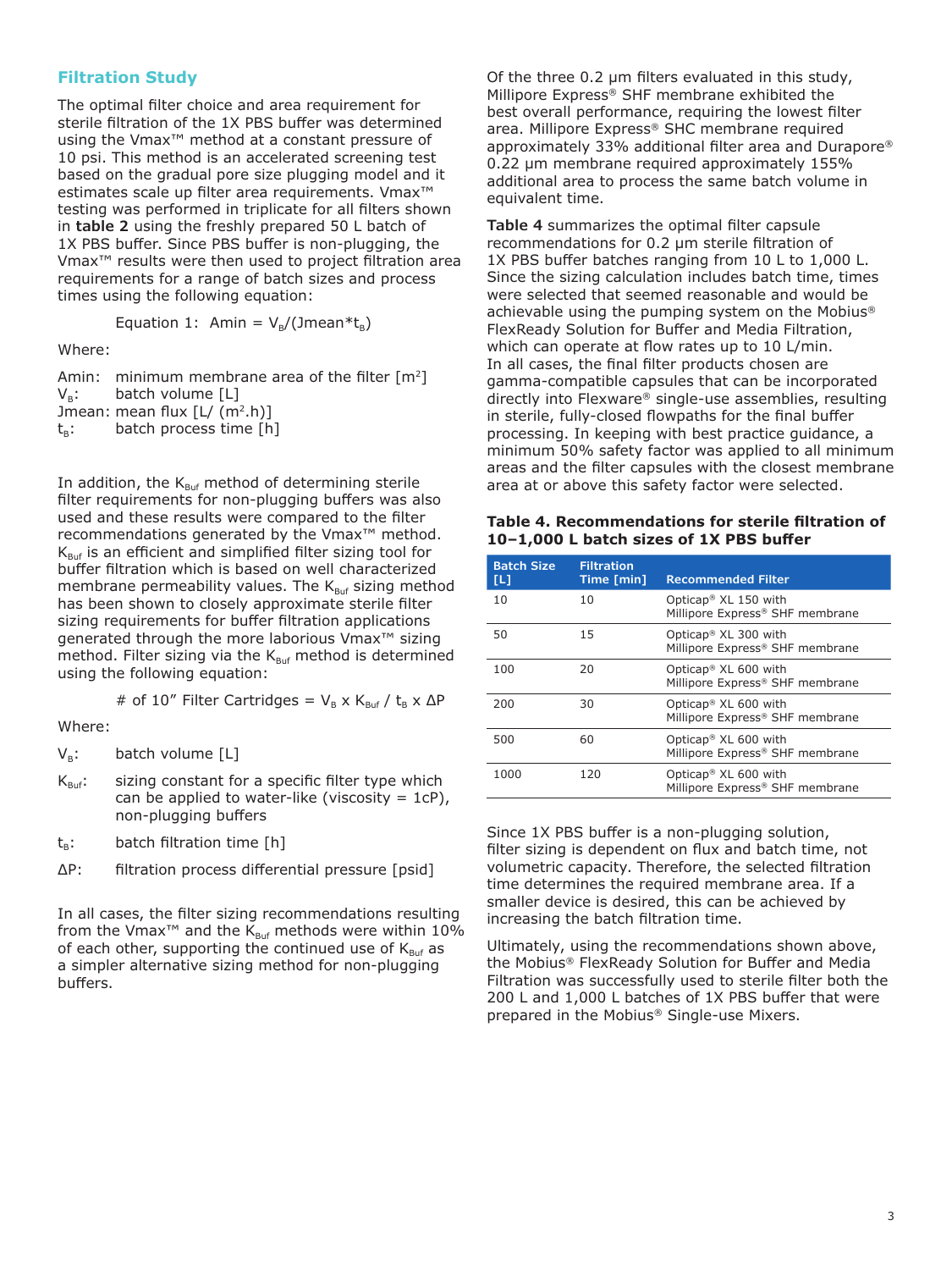## Filtration Study

The optimal filter choice and area requirement for sterile filtration of the 1X PBS buffer was determined using the Vmax™ method at a constant pressure of 10 psi. This method is an accelerated screening test based on the gradual pore size plugging model and it estimates scale up filter area requirements. Vmax™ testing was performed in triplicate for all filters shown in **table 2** using the freshly prepared 50 L batch of 1X PBS buffer. Since PBS buffer is non-plugging, the Vmax™ results were then used to project filtration area requirements for a range of batch sizes and process times using the following equation:

Equation 1: $A_{min} = V_B/(J_{mean} * t_B)$

Where:

Amin: minimum membrane area of the filter [$m^2$]
$V_B$: batch volume [L]
Jmean: mean flux [L/ ($m^2$.h)]
$t_B$: batch process time [h]

In addition, the $K_{Buf}$ method of determining sterile filter requirements for non-plugging buffers was also used and these results were compared to the filter recommendations generated by the Vmax™ method. $K_{Buf}$ is an efficient and simplified filter sizing tool for buffer filtration which is based on well characterized membrane permeability values. The $K_{Buf}$ sizing method has been shown to closely approximate sterile filter sizing requirements for buffer filtration applications generated through the more laborious Vmax™ sizing method. Filter sizing via the $K_{Buf}$ method is determined using the following equation:

$$\text{\# of 10'' Filter Cartridges} = V_B \times K_{Buf} / t_B \times \Delta P$$

Where:

$V_B$: batch volume [L]

$K_{Buf}$: sizing constant for a specific filter type which can be applied to water-like (viscosity = 1cP), non-plugging buffers

$t_B$: batch filtration time [h]

ΔP: filtration process differential pressure [psid]

In all cases, the filter sizing recommendations resulting from the Vmax™ and the $K_{Buf}$ methods were within 10% of each other, supporting the continued use of $K_{Buf}$ as a simpler alternative sizing method for non-plugging buffers.

Of the three 0.2 µm filters evaluated in this study, Millipore Express® SHF membrane exhibited the best overall performance, requiring the lowest filter area. Millipore Express® SHC membrane required approximately 33% additional filter area and Durapore® 0.22 µm membrane required approximately 155% additional area to process the same batch volume in equivalent time.

**Table 4** summarizes the optimal filter capsule recommendations for 0.2 µm sterile filtration of 1X PBS buffer batches ranging from 10 L to 1,000 L. Since the sizing calculation includes batch time, times were selected that seemed reasonable and would be achievable using the pumping system on the Mobius® FlexReady Solution for Buffer and Media Filtration, which can operate at flow rates up to 10 L/min. In all cases, the final filter products chosen are gamma-compatible capsules that can be incorporated directly into Flexware® single-use assemblies, resulting in sterile, fully-closed flowpaths for the final buffer processing. In keeping with best practice guidance, a minimum 50% safety factor was applied to all minimum areas and the filter capsules with the closest membrane area at or above this safety factor were selected.

**Table 4. Recommendations for sterile filtration of 10–1,000 L batch sizes of 1X PBS buffer**

| Batch Size [L] | Filtration Time [min] | Recommended Filter |
|---|---|---|
| 10 | 10 | Opticap® XL 150 with Millipore Express® SHF membrane |
| 50 | 15 | Opticap® XL 300 with Millipore Express® SHF membrane |
| 100 | 20 | Opticap® XL 600 with Millipore Express® SHF membrane |
| 200 | 30 | Opticap® XL 600 with Millipore Express® SHF membrane |
| 500 | 60 | Opticap® XL 600 with Millipore Express® SHF membrane |
| 1000 | 120 | Opticap® XL 600 with Millipore Express® SHF membrane |

Since 1X PBS buffer is a non-plugging solution, filter sizing is dependent on flux and batch time, not volumetric capacity. Therefore, the selected filtration time determines the required membrane area. If a smaller device is desired, this can be achieved by increasing the batch filtration time.

Ultimately, using the recommendations shown above, the Mobius® FlexReady Solution for Buffer and Media Filtration was successfully used to sterile filter both the 200 L and 1,000 L batches of 1X PBS buffer that were prepared in the Mobius® Single-use Mixers.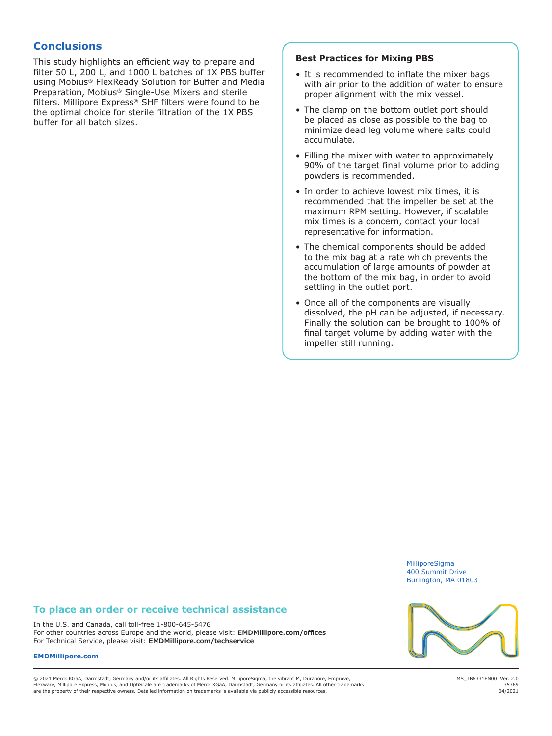## Conclusions

This study highlights an efficient way to prepare and filter 50 L, 200 L, and 1000 L batches of 1X PBS buffer using Mobius® FlexReady Solution for Buffer and Media Preparation, Mobius® Single-Use Mixers and sterile filters. Millipore Express® SHF filters were found to be the optimal choice for sterile filtration of the 1X PBS buffer for all batch sizes.

**Best Practices for Mixing PBS**

- It is recommended to inflate the mixer bags with air prior to the addition of water to ensure proper alignment with the mix vessel.
- The clamp on the bottom outlet port should be placed as close as possible to the bag to minimize dead leg volume where salts could accumulate.
- Filling the mixer with water to approximately 90% of the target final volume prior to adding powders is recommended.
- In order to achieve lowest mix times, it is recommended that the impeller be set at the maximum RPM setting. However, if scalable mix times is a concern, contact your local representative for information.
- The chemical components should be added to the mix bag at a rate which prevents the accumulation of large amounts of powder at the bottom of the mix bag, in order to avoid settling in the outlet port.
- Once all of the components are visually dissolved, the pH can be adjusted, if necessary. Finally the solution can be brought to 100% of final target volume by adding water with the impeller still running.

MilliporeSigma
400 Summit Drive
Burlington, MA 01803

### To place an order or receive technical assistance

In the U.S. and Canada, call toll-free 1-800-645-5476
For other countries across Europe and the world, please visit: **EMDMillipore.com/offices**
For Technical Service, please visit: **EMDMillipore.com/techservice**

**EMDMillipore.com**

© 2021 Merck KGaA, Darmstadt, Germany and/or its affiliates. All Rights Reserved. MilliporeSigma, the vibrant M, Durapore, Emprove, Flexware, Millipore Express, Mobius, and OptiScale are trademarks of Merck KGaA, Darmstadt, Germany or its affiliates. All other trademarks are the property of their respective owners. Detailed information on trademarks is available via publicly accessible resources.

MS_TB6331EN00 Ver. 2.0
35369
04/2021